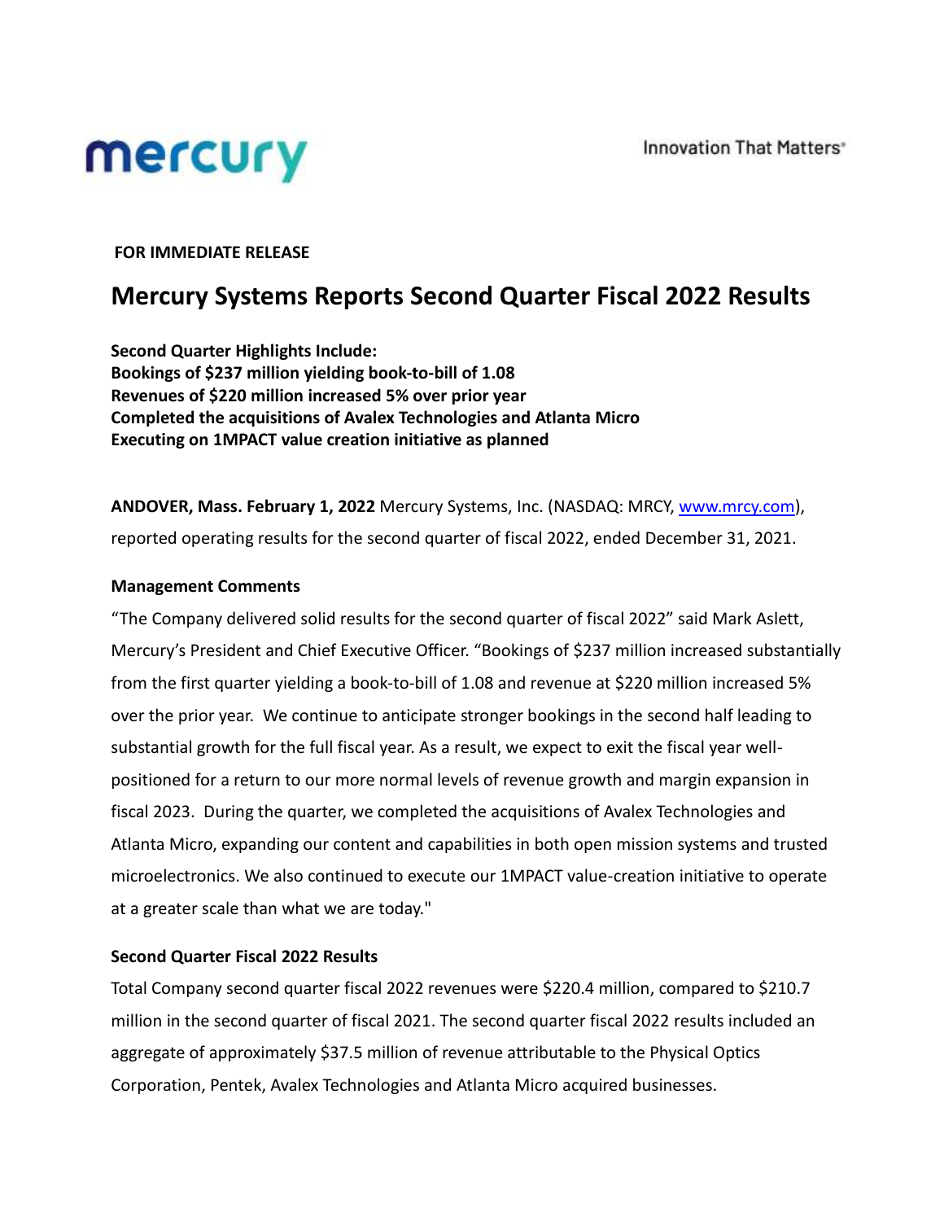mercury

Innovation That Matters®

**FOR IMMEDIATE RELEASE**

# Mercury Systems Reports Second Quarter Fiscal 2022 Results

**Second Quarter Highlights Include:**
**Bookings of $237 million yielding book-to-bill of 1.08**
**Revenues of $220 million increased 5% over prior year**
**Completed the acquisitions of Avalex Technologies and Atlanta Micro**
**Executing on 1MPACT value creation initiative as planned**

**ANDOVER, Mass. February 1, 2022** Mercury Systems, Inc. (NASDAQ: MRCY, www.mrcy.com), reported operating results for the second quarter of fiscal 2022, ended December 31, 2021.

**Management Comments**

"The Company delivered solid results for the second quarter of fiscal 2022" said Mark Aslett, Mercury's President and Chief Executive Officer. "Bookings of $237 million increased substantially from the first quarter yielding a book-to-bill of 1.08 and revenue at $220 million increased 5% over the prior year. We continue to anticipate stronger bookings in the second half leading to substantial growth for the full fiscal year. As a result, we expect to exit the fiscal year well-positioned for a return to our more normal levels of revenue growth and margin expansion in fiscal 2023. During the quarter, we completed the acquisitions of Avalex Technologies and Atlanta Micro, expanding our content and capabilities in both open mission systems and trusted microelectronics. We also continued to execute our 1MPACT value-creation initiative to operate at a greater scale than what we are today."

**Second Quarter Fiscal 2022 Results**

Total Company second quarter fiscal 2022 revenues were $220.4 million, compared to $210.7 million in the second quarter of fiscal 2021. The second quarter fiscal 2022 results included an aggregate of approximately $37.5 million of revenue attributable to the Physical Optics Corporation, Pentek, Avalex Technologies and Atlanta Micro acquired businesses.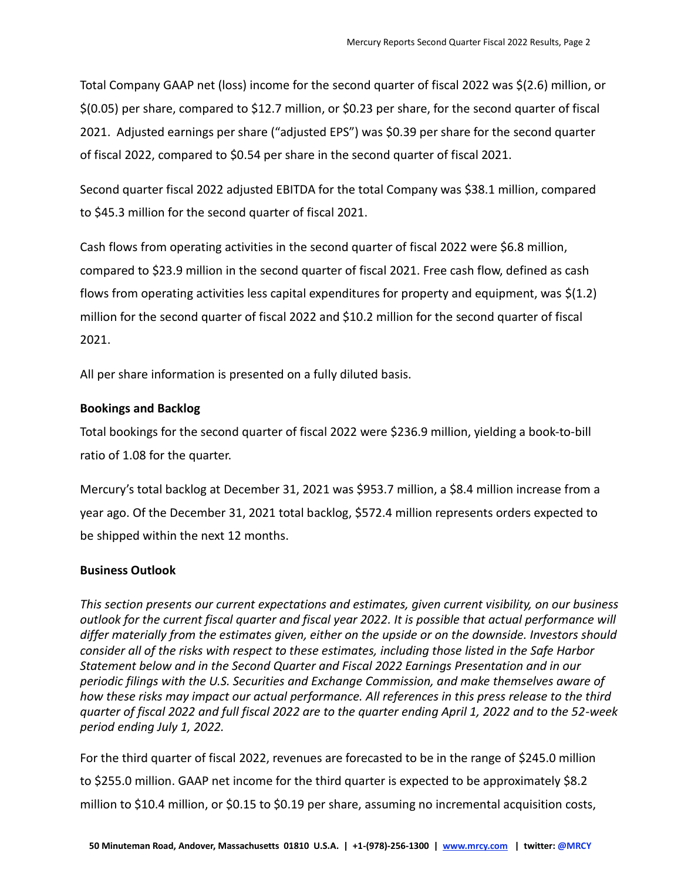Total Company GAAP net (loss) income for the second quarter of fiscal 2022 was $(2.6) million, or $(0.05) per share, compared to $12.7 million, or $0.23 per share, for the second quarter of fiscal 2021. Adjusted earnings per share ("adjusted EPS") was $0.39 per share for the second quarter of fiscal 2022, compared to $0.54 per share in the second quarter of fiscal 2021.

Second quarter fiscal 2022 adjusted EBITDA for the total Company was $38.1 million, compared to $45.3 million for the second quarter of fiscal 2021.

Cash flows from operating activities in the second quarter of fiscal 2022 were $6.8 million, compared to $23.9 million in the second quarter of fiscal 2021. Free cash flow, defined as cash flows from operating activities less capital expenditures for property and equipment, was $(1.2) million for the second quarter of fiscal 2022 and $10.2 million for the second quarter of fiscal 2021.

All per share information is presented on a fully diluted basis.

**Bookings and Backlog**

Total bookings for the second quarter of fiscal 2022 were $236.9 million, yielding a book-to-bill ratio of 1.08 for the quarter.

Mercury's total backlog at December 31, 2021 was $953.7 million, a $8.4 million increase from a year ago. Of the December 31, 2021 total backlog, $572.4 million represents orders expected to be shipped within the next 12 months.

**Business Outlook**

*This section presents our current expectations and estimates, given current visibility, on our business outlook for the current fiscal quarter and fiscal year 2022. It is possible that actual performance will differ materially from the estimates given, either on the upside or on the downside. Investors should consider all of the risks with respect to these estimates, including those listed in the Safe Harbor Statement below and in the Second Quarter and Fiscal 2022 Earnings Presentation and in our periodic filings with the U.S. Securities and Exchange Commission, and make themselves aware of how these risks may impact our actual performance. All references in this press release to the third quarter of fiscal 2022 and full fiscal 2022 are to the quarter ending April 1, 2022 and to the 52-week period ending July 1, 2022.*

For the third quarter of fiscal 2022, revenues are forecasted to be in the range of $245.0 million to $255.0 million. GAAP net income for the third quarter is expected to be approximately $8.2 million to $10.4 million, or $0.15 to $0.19 per share, assuming no incremental acquisition costs,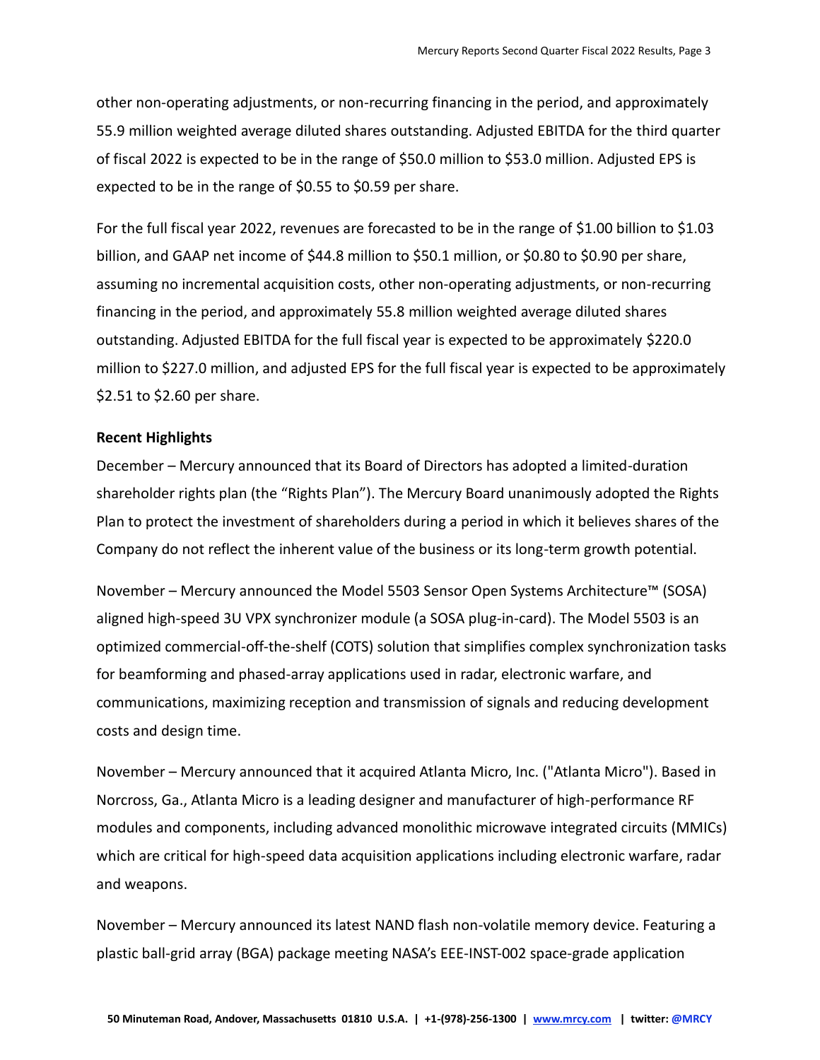other non-operating adjustments, or non-recurring financing in the period, and approximately 55.9 million weighted average diluted shares outstanding. Adjusted EBITDA for the third quarter of fiscal 2022 is expected to be in the range of $50.0 million to $53.0 million. Adjusted EPS is expected to be in the range of $0.55 to $0.59 per share.

For the full fiscal year 2022, revenues are forecasted to be in the range of $1.00 billion to $1.03 billion, and GAAP net income of $44.8 million to $50.1 million, or $0.80 to $0.90 per share, assuming no incremental acquisition costs, other non-operating adjustments, or non-recurring financing in the period, and approximately 55.8 million weighted average diluted shares outstanding. Adjusted EBITDA for the full fiscal year is expected to be approximately $220.0 million to $227.0 million, and adjusted EPS for the full fiscal year is expected to be approximately $2.51 to $2.60 per share.

**Recent Highlights**

December – Mercury announced that its Board of Directors has adopted a limited-duration shareholder rights plan (the "Rights Plan"). The Mercury Board unanimously adopted the Rights Plan to protect the investment of shareholders during a period in which it believes shares of the Company do not reflect the inherent value of the business or its long-term growth potential.

November – Mercury announced the Model 5503 Sensor Open Systems Architecture™ (SOSA) aligned high-speed 3U VPX synchronizer module (a SOSA plug-in-card). The Model 5503 is an optimized commercial-off-the-shelf (COTS) solution that simplifies complex synchronization tasks for beamforming and phased-array applications used in radar, electronic warfare, and communications, maximizing reception and transmission of signals and reducing development costs and design time.

November – Mercury announced that it acquired Atlanta Micro, Inc. ("Atlanta Micro"). Based in Norcross, Ga., Atlanta Micro is a leading designer and manufacturer of high-performance RF modules and components, including advanced monolithic microwave integrated circuits (MMICs) which are critical for high-speed data acquisition applications including electronic warfare, radar and weapons.

November – Mercury announced its latest NAND flash non-volatile memory device. Featuring a plastic ball-grid array (BGA) package meeting NASA's EEE-INST-002 space-grade application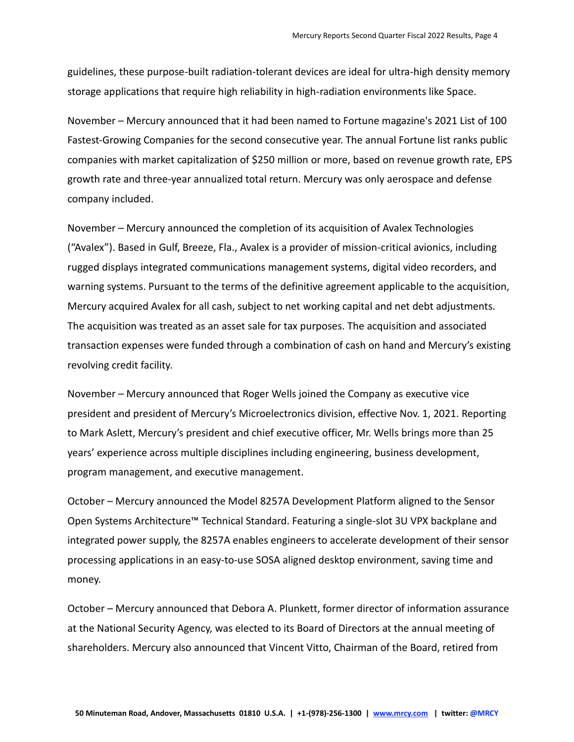guidelines, these purpose-built radiation-tolerant devices are ideal for ultra-high density memory storage applications that require high reliability in high-radiation environments like Space.

November – Mercury announced that it had been named to Fortune magazine's 2021 List of 100 Fastest-Growing Companies for the second consecutive year. The annual Fortune list ranks public companies with market capitalization of $250 million or more, based on revenue growth rate, EPS growth rate and three-year annualized total return. Mercury was only aerospace and defense company included.

November – Mercury announced the completion of its acquisition of Avalex Technologies ("Avalex"). Based in Gulf, Breeze, Fla., Avalex is a provider of mission-critical avionics, including rugged displays integrated communications management systems, digital video recorders, and warning systems. Pursuant to the terms of the definitive agreement applicable to the acquisition, Mercury acquired Avalex for all cash, subject to net working capital and net debt adjustments. The acquisition was treated as an asset sale for tax purposes. The acquisition and associated transaction expenses were funded through a combination of cash on hand and Mercury's existing revolving credit facility.

November – Mercury announced that Roger Wells joined the Company as executive vice president and president of Mercury's Microelectronics division, effective Nov. 1, 2021. Reporting to Mark Aslett, Mercury's president and chief executive officer, Mr. Wells brings more than 25 years' experience across multiple disciplines including engineering, business development, program management, and executive management.

October – Mercury announced the Model 8257A Development Platform aligned to the Sensor Open Systems Architecture™ Technical Standard. Featuring a single-slot 3U VPX backplane and integrated power supply, the 8257A enables engineers to accelerate development of their sensor processing applications in an easy-to-use SOSA aligned desktop environment, saving time and money.

October – Mercury announced that Debora A. Plunkett, former director of information assurance at the National Security Agency, was elected to its Board of Directors at the annual meeting of shareholders. Mercury also announced that Vincent Vitto, Chairman of the Board, retired from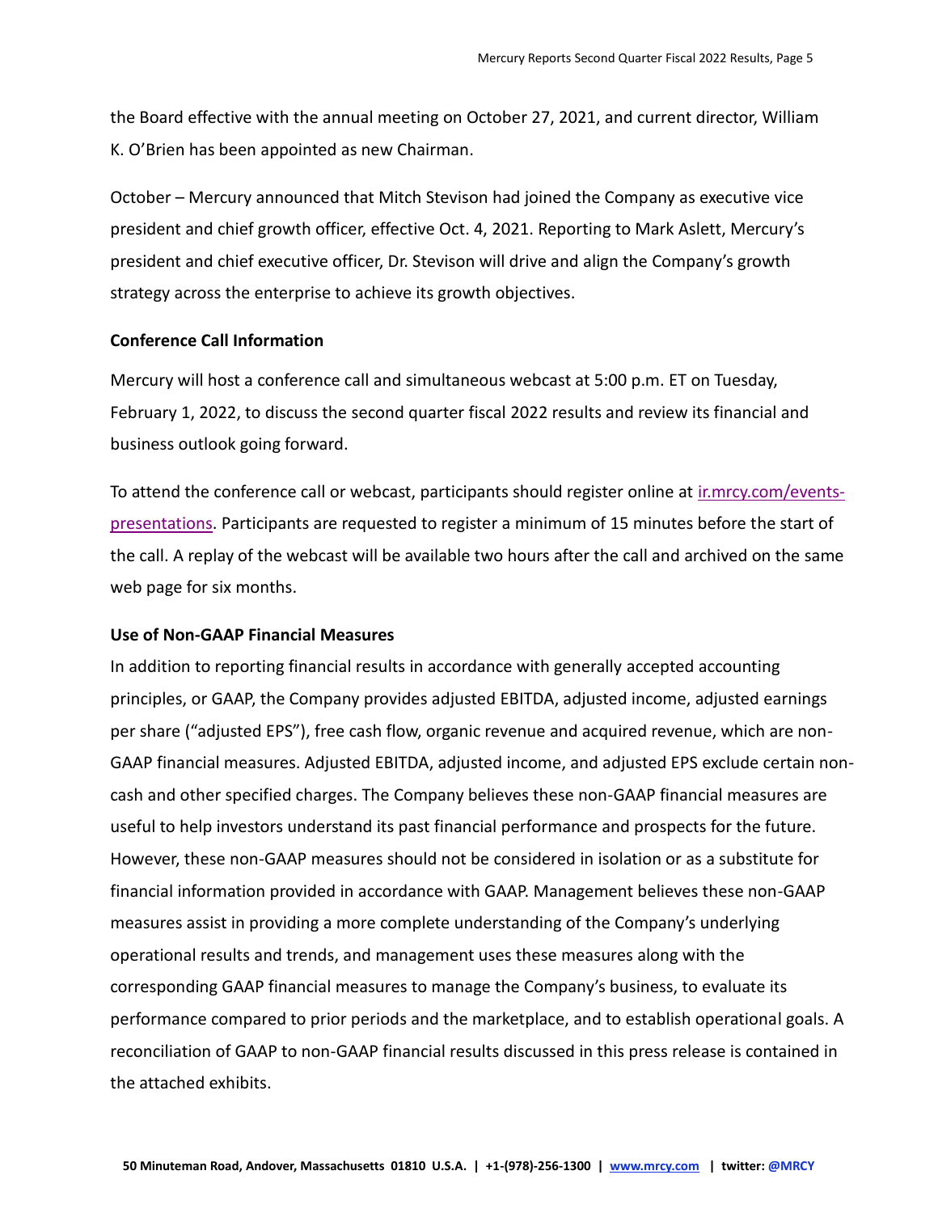the Board effective with the annual meeting on October 27, 2021, and current director, William K. O'Brien has been appointed as new Chairman.

October – Mercury announced that Mitch Stevison had joined the Company as executive vice president and chief growth officer, effective Oct. 4, 2021. Reporting to Mark Aslett, Mercury's president and chief executive officer, Dr. Stevison will drive and align the Company's growth strategy across the enterprise to achieve its growth objectives.

**Conference Call Information**

Mercury will host a conference call and simultaneous webcast at 5:00 p.m. ET on Tuesday, February 1, 2022, to discuss the second quarter fiscal 2022 results and review its financial and business outlook going forward.

To attend the conference call or webcast, participants should register online at [ir.mrcy.com/events-presentations](ir.mrcy.com/events-presentations). Participants are requested to register a minimum of 15 minutes before the start of the call. A replay of the webcast will be available two hours after the call and archived on the same web page for six months.

**Use of Non-GAAP Financial Measures**

In addition to reporting financial results in accordance with generally accepted accounting principles, or GAAP, the Company provides adjusted EBITDA, adjusted income, adjusted earnings per share ("adjusted EPS"), free cash flow, organic revenue and acquired revenue, which are non-GAAP financial measures. Adjusted EBITDA, adjusted income, and adjusted EPS exclude certain non-cash and other specified charges. The Company believes these non-GAAP financial measures are useful to help investors understand its past financial performance and prospects for the future. However, these non-GAAP measures should not be considered in isolation or as a substitute for financial information provided in accordance with GAAP. Management believes these non-GAAP measures assist in providing a more complete understanding of the Company's underlying operational results and trends, and management uses these measures along with the corresponding GAAP financial measures to manage the Company's business, to evaluate its performance compared to prior periods and the marketplace, and to establish operational goals. A reconciliation of GAAP to non-GAAP financial results discussed in this press release is contained in the attached exhibits.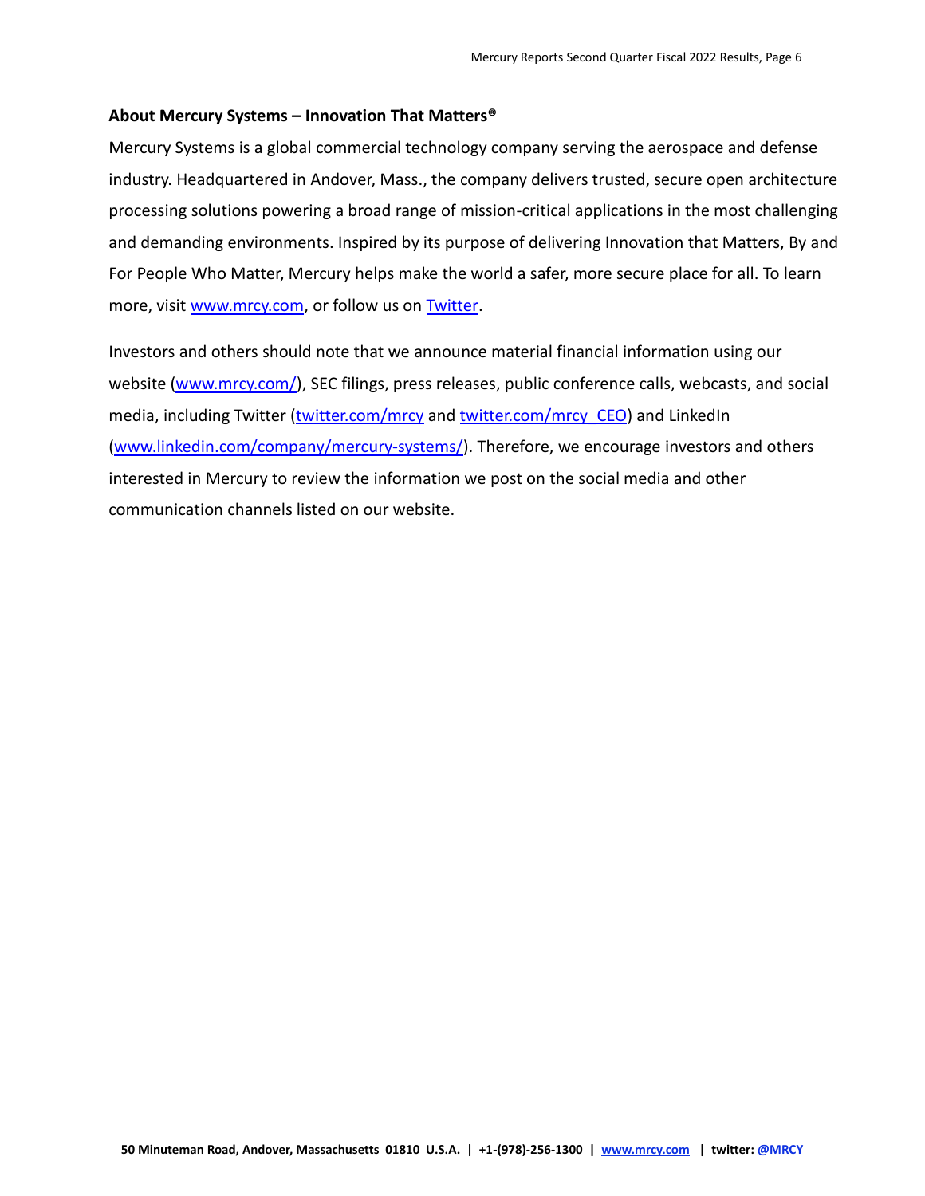**About Mercury Systems – Innovation That Matters®**

Mercury Systems is a global commercial technology company serving the aerospace and defense industry. Headquartered in Andover, Mass., the company delivers trusted, secure open architecture processing solutions powering a broad range of mission-critical applications in the most challenging and demanding environments. Inspired by its purpose of delivering Innovation that Matters, By and For People Who Matter, Mercury helps make the world a safer, more secure place for all. To learn more, visit [www.mrcy.com](www.mrcy.com), or follow us on [Twitter](Twitter).

Investors and others should note that we announce material financial information using our website ([www.mrcy.com/](www.mrcy.com/)), SEC filings, press releases, public conference calls, webcasts, and social media, including Twitter ([twitter.com/mrcy](twitter.com/mrcy) and [twitter.com/mrcy_CEO](twitter.com/mrcy_CEO)) and LinkedIn ([www.linkedin.com/company/mercury-systems/](www.linkedin.com/company/mercury-systems/)). Therefore, we encourage investors and others interested in Mercury to review the information we post on the social media and other communication channels listed on our website.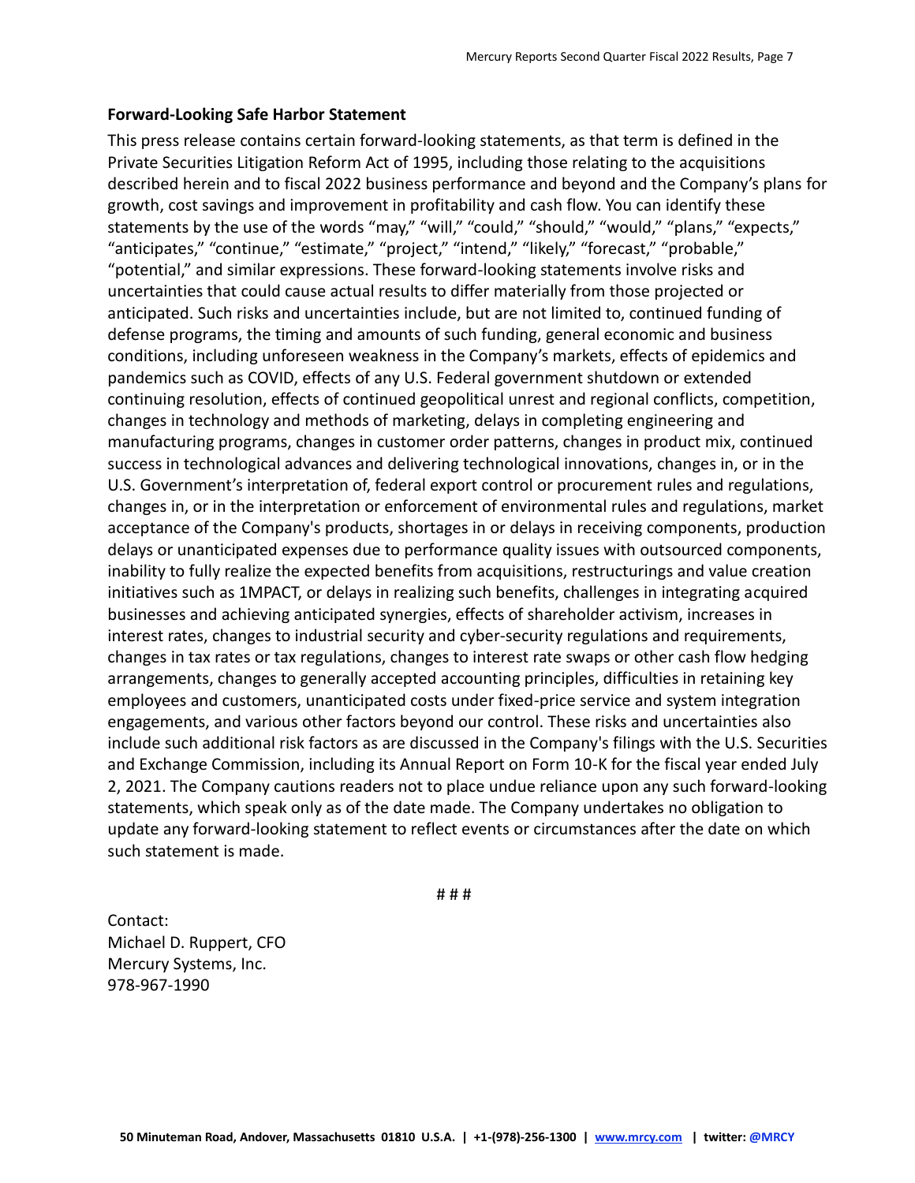**Forward-Looking Safe Harbor Statement**

This press release contains certain forward-looking statements, as that term is defined in the Private Securities Litigation Reform Act of 1995, including those relating to the acquisitions described herein and to fiscal 2022 business performance and beyond and the Company's plans for growth, cost savings and improvement in profitability and cash flow. You can identify these statements by the use of the words "may," "will," "could," "should," "would," "plans," "expects," "anticipates," "continue," "estimate," "project," "intend," "likely," "forecast," "probable," "potential," and similar expressions. These forward-looking statements involve risks and uncertainties that could cause actual results to differ materially from those projected or anticipated. Such risks and uncertainties include, but are not limited to, continued funding of defense programs, the timing and amounts of such funding, general economic and business conditions, including unforeseen weakness in the Company's markets, effects of epidemics and pandemics such as COVID, effects of any U.S. Federal government shutdown or extended continuing resolution, effects of continued geopolitical unrest and regional conflicts, competition, changes in technology and methods of marketing, delays in completing engineering and manufacturing programs, changes in customer order patterns, changes in product mix, continued success in technological advances and delivering technological innovations, changes in, or in the U.S. Government's interpretation of, federal export control or procurement rules and regulations, changes in, or in the interpretation or enforcement of environmental rules and regulations, market acceptance of the Company's products, shortages in or delays in receiving components, production delays or unanticipated expenses due to performance quality issues with outsourced components, inability to fully realize the expected benefits from acquisitions, restructurings and value creation initiatives such as 1MPACT, or delays in realizing such benefits, challenges in integrating acquired businesses and achieving anticipated synergies, effects of shareholder activism, increases in interest rates, changes to industrial security and cyber-security regulations and requirements, changes in tax rates or tax regulations, changes to interest rate swaps or other cash flow hedging arrangements, changes to generally accepted accounting principles, difficulties in retaining key employees and customers, unanticipated costs under fixed-price service and system integration engagements, and various other factors beyond our control. These risks and uncertainties also include such additional risk factors as are discussed in the Company's filings with the U.S. Securities and Exchange Commission, including its Annual Report on Form 10-K for the fiscal year ended July 2, 2021. The Company cautions readers not to place undue reliance upon any such forward-looking statements, which speak only as of the date made. The Company undertakes no obligation to update any forward-looking statement to reflect events or circumstances after the date on which such statement is made.

# # #

Contact:
Michael D. Ruppert, CFO
Mercury Systems, Inc.
978-967-1990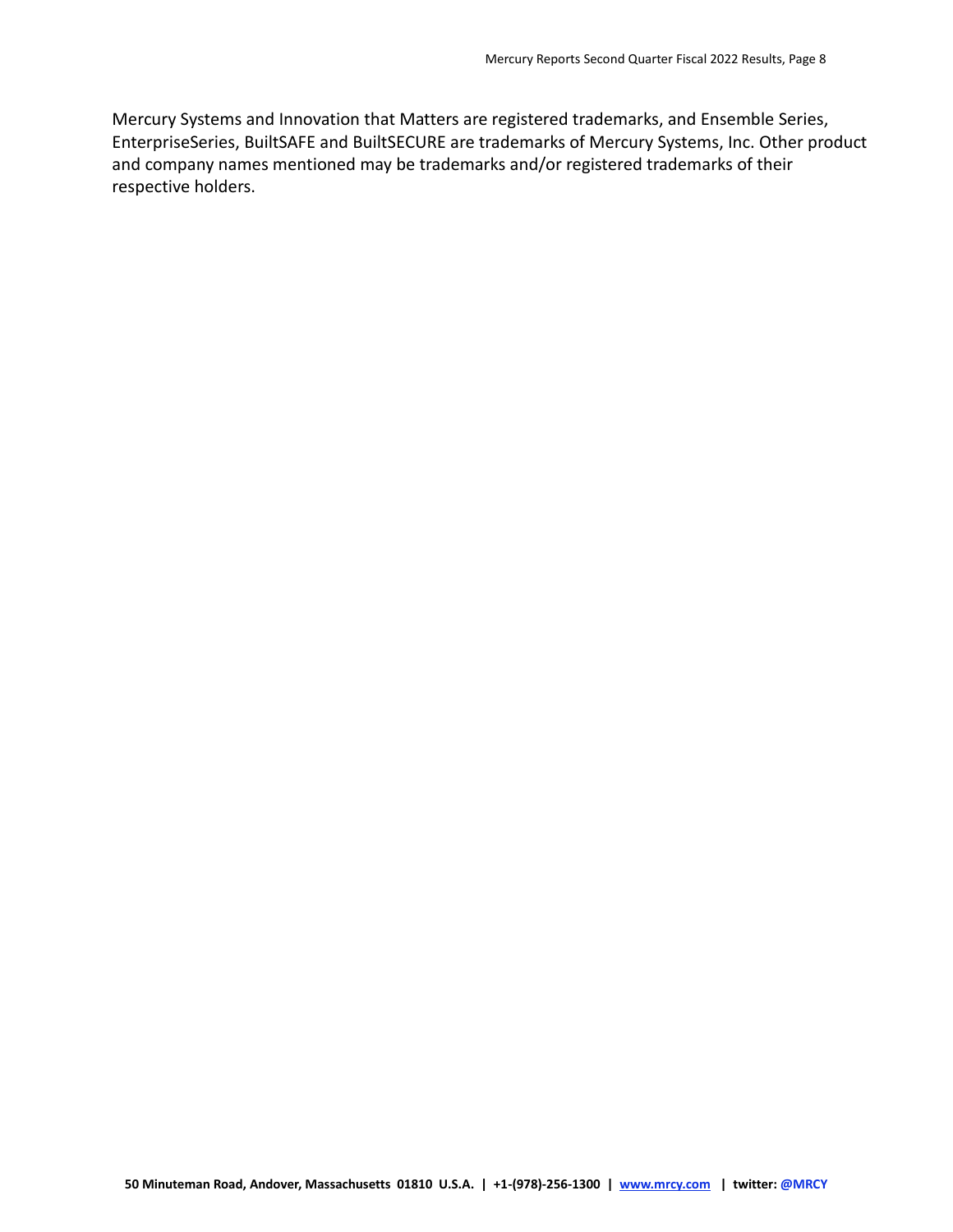Mercury Systems and Innovation that Matters are registered trademarks, and Ensemble Series, EnterpriseSeries, BuiltSAFE and BuiltSECURE are trademarks of Mercury Systems, Inc. Other product and company names mentioned may be trademarks and/or registered trademarks of their respective holders.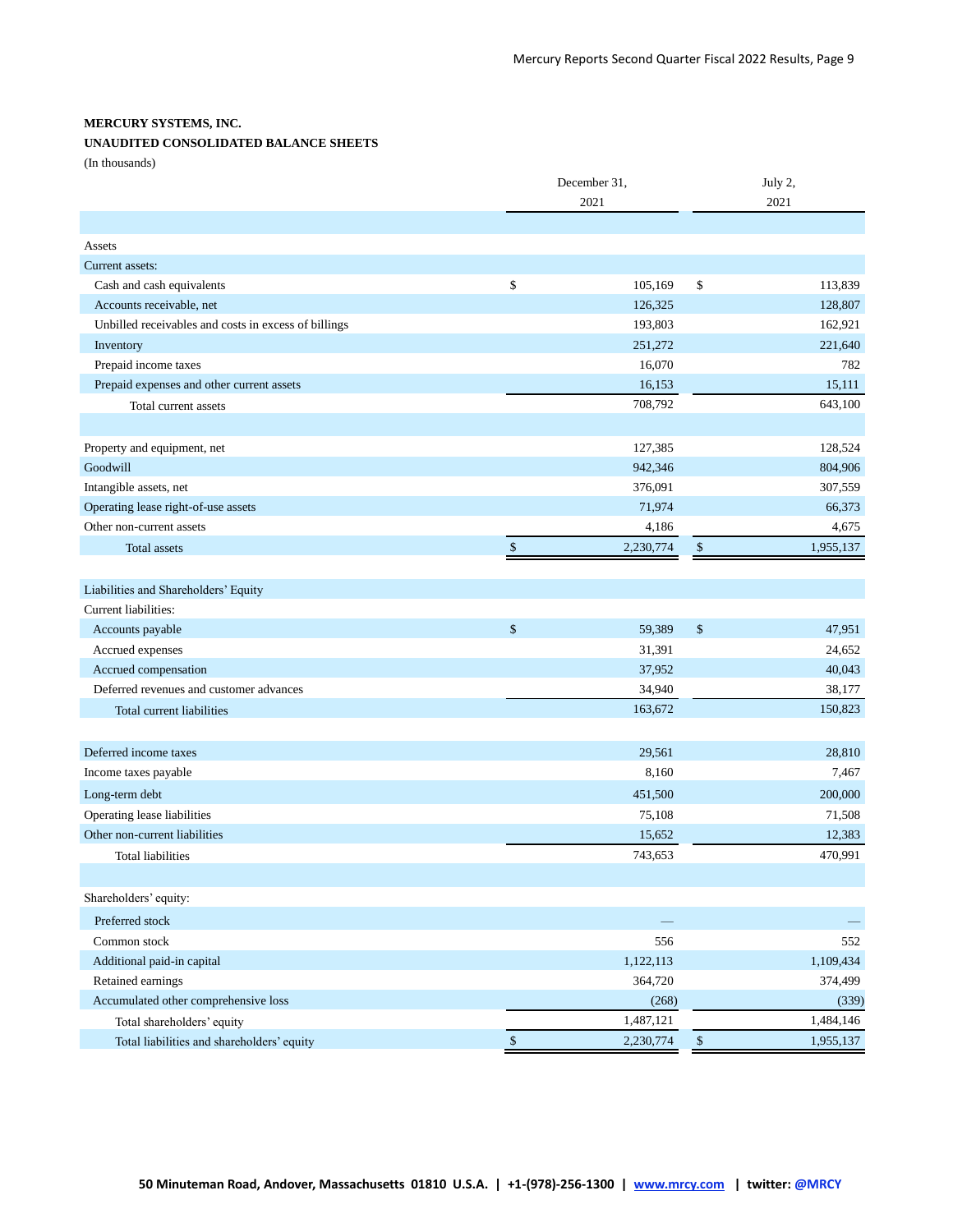**MERCURY SYSTEMS, INC.**

**UNAUDITED CONSOLIDATED BALANCE SHEETS**

(In thousands)

| | December 31, 2021 | July 2, 2021 |
|---|---|---|
| Assets | | |
| Current assets: | | |
| Cash and cash equivalents | $ 105,169 | $ 113,839 |
| Accounts receivable, net | 126,325 | 128,807 |
| Unbilled receivables and costs in excess of billings | 193,803 | 162,921 |
| Inventory | 251,272 | 221,640 |
| Prepaid income taxes | 16,070 | 782 |
| Prepaid expenses and other current assets | 16,153 | 15,111 |
| Total current assets | 708,792 | 643,100 |
| | | |
| Property and equipment, net | 127,385 | 128,524 |
| Goodwill | 942,346 | 804,906 |
| Intangible assets, net | 376,091 | 307,559 |
| Operating lease right-of-use assets | 71,974 | 66,373 |
| Other non-current assets | 4,186 | 4,675 |
| Total assets | $ 2,230,774 | $ 1,955,137 |
| | | |
| Liabilities and Shareholders' Equity | | |
| Current liabilities: | | |
| Accounts payable | $ 59,389 | $ 47,951 |
| Accrued expenses | 31,391 | 24,652 |
| Accrued compensation | 37,952 | 40,043 |
| Deferred revenues and customer advances | 34,940 | 38,177 |
| Total current liabilities | 163,672 | 150,823 |
| | | |
| Deferred income taxes | 29,561 | 28,810 |
| Income taxes payable | 8,160 | 7,467 |
| Long-term debt | 451,500 | 200,000 |
| Operating lease liabilities | 75,108 | 71,508 |
| Other non-current liabilities | 15,652 | 12,383 |
| Total liabilities | 743,653 | 470,991 |
| | | |
| Shareholders' equity: | | |
| Preferred stock | — | — |
| Common stock | 556 | 552 |
| Additional paid-in capital | 1,122,113 | 1,109,434 |
| Retained earnings | 364,720 | 374,499 |
| Accumulated other comprehensive loss | (268) | (339) |
| Total shareholders' equity | 1,487,121 | 1,484,146 |
| Total liabilities and shareholders' equity | $ 2,230,774 | $ 1,955,137 |

**50 Minuteman Road, Andover, Massachusetts 01810 U.S.A. | +1-(978)-256-1300 | www.mrcy.com | twitter: @MRCY**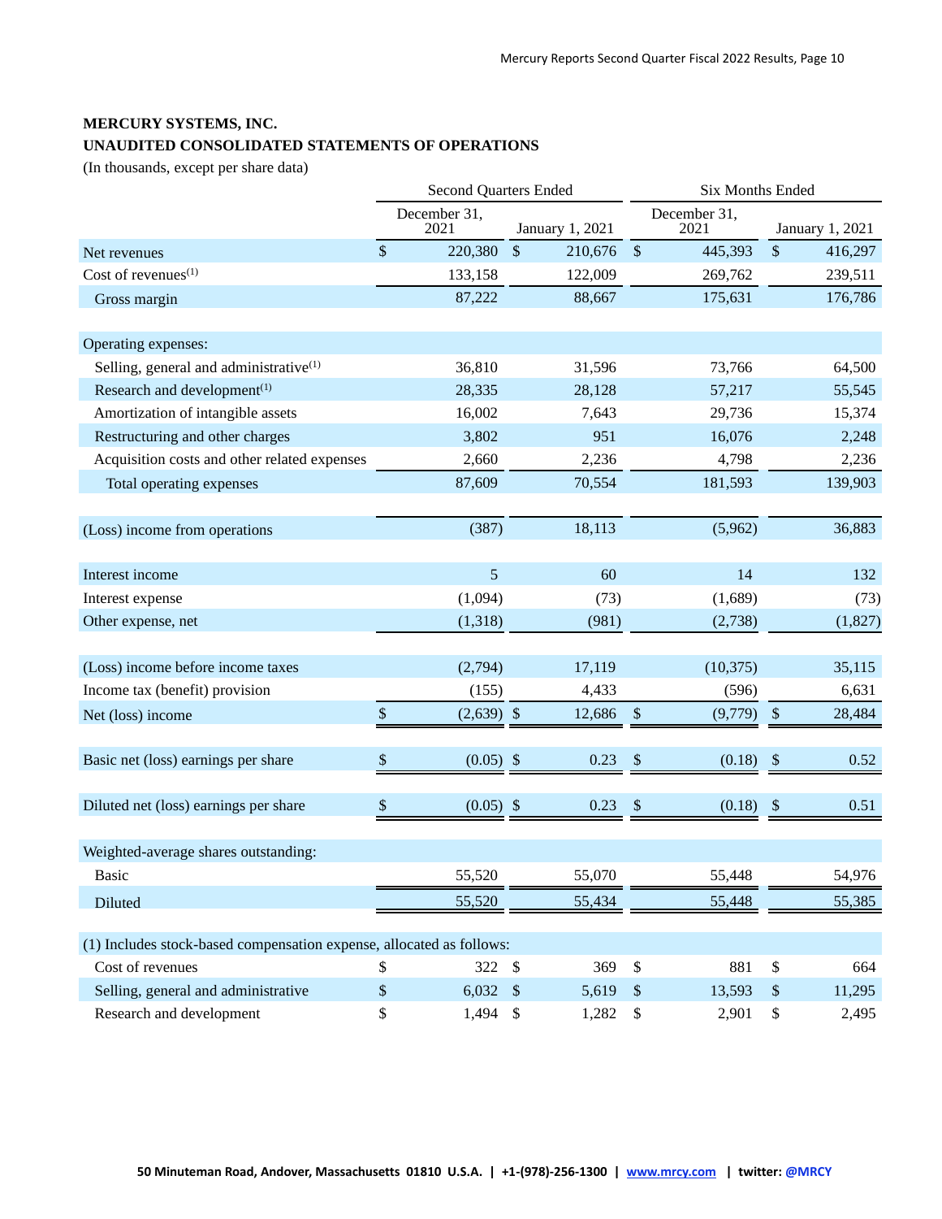**MERCURY SYSTEMS, INC.**
**UNAUDITED CONSOLIDATED STATEMENTS OF OPERATIONS**
(In thousands, except per share data)

| | Second Quarters Ended | | Six Months Ended | |
|---|---|---|---|---|
| | December 31, 2021 | January 1, 2021 | December 31, 2021 | January 1, 2021 |
| Net revenues | $ 220,380 | $ 210,676 | $ 445,393 | $ 416,297 |
| Cost of revenues(1) | 133,158 | 122,009 | 269,762 | 239,511 |
| Gross margin | 87,222 | 88,667 | 175,631 | 176,786 |
| Operating expenses: | | | | |
| Selling, general and administrative(1) | 36,810 | 31,596 | 73,766 | 64,500 |
| Research and development(1) | 28,335 | 28,128 | 57,217 | 55,545 |
| Amortization of intangible assets | 16,002 | 7,643 | 29,736 | 15,374 |
| Restructuring and other charges | 3,802 | 951 | 16,076 | 2,248 |
| Acquisition costs and other related expenses | 2,660 | 2,236 | 4,798 | 2,236 |
| Total operating expenses | 87,609 | 70,554 | 181,593 | 139,903 |
| (Loss) income from operations | (387) | 18,113 | (5,962) | 36,883 |
| Interest income | 5 | 60 | 14 | 132 |
| Interest expense | (1,094) | (73) | (1,689) | (73) |
| Other expense, net | (1,318) | (981) | (2,738) | (1,827) |
| (Loss) income before income taxes | (2,794) | 17,119 | (10,375) | 35,115 |
| Income tax (benefit) provision | (155) | 4,433 | (596) | 6,631 |
| Net (loss) income | $ (2,639) | $ 12,686 | $ (9,779) | $ 28,484 |
| Basic net (loss) earnings per share | $ (0.05) | $ 0.23 | $ (0.18) | $ 0.52 |
| Diluted net (loss) earnings per share | $ (0.05) | $ 0.23 | $ (0.18) | $ 0.51 |
| Weighted-average shares outstanding: | | | | |
| Basic | 55,520 | 55,070 | 55,448 | 54,976 |
| Diluted | 55,520 | 55,434 | 55,448 | 55,385 |
| (1) Includes stock-based compensation expense, allocated as follows: | | | | |
| Cost of revenues | $ 322 | $ 369 | $ 881 | $ 664 |
| Selling, general and administrative | $ 6,032 | $ 5,619 | $ 13,593 | $ 11,295 |
| Research and development | $ 1,494 | $ 1,282 | $ 2,901 | $ 2,495 |

**50 Minuteman Road, Andover, Massachusetts 01810 U.S.A. | +1-(978)-256-1300 | www.mrcy.com | twitter: @MRCY**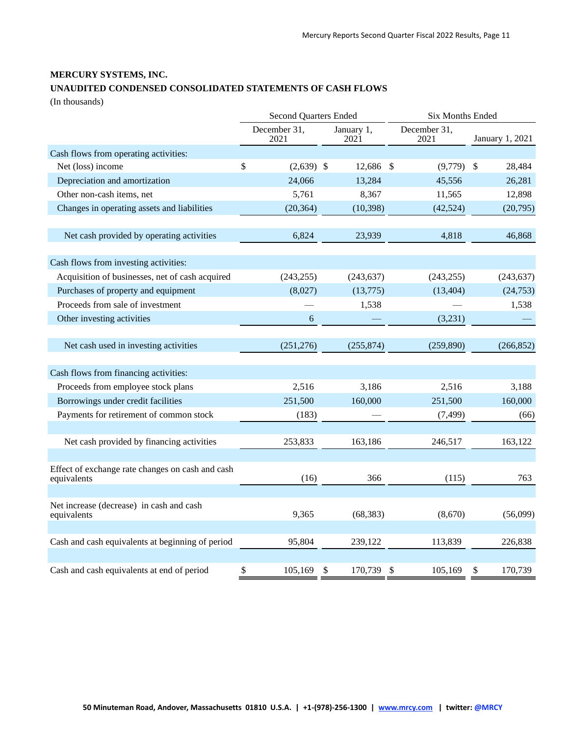**MERCURY SYSTEMS, INC.**

**UNAUDITED CONDENSED CONSOLIDATED STATEMENTS OF CASH FLOWS**

(In thousands)

| | Second Quarters Ended | | Six Months Ended | |
|---|---|---|---|---|
| | December 31, 2021 | January 1, 2021 | December 31, 2021 | January 1, 2021 |
| Cash flows from operating activities: | | | | |
| Net (loss) income | $ (2,639) | $ 12,686 | $ (9,779) | $ 28,484 |
| Depreciation and amortization | 24,066 | 13,284 | 45,556 | 26,281 |
| Other non-cash items, net | 5,761 | 8,367 | 11,565 | 12,898 |
| Changes in operating assets and liabilities | (20,364) | (10,398) | (42,524) | (20,795) |
| Net cash provided by operating activities | 6,824 | 23,939 | 4,818 | 46,868 |
| Cash flows from investing activities: | | | | |
| Acquisition of businesses, net of cash acquired | (243,255) | (243,637) | (243,255) | (243,637) |
| Purchases of property and equipment | (8,027) | (13,775) | (13,404) | (24,753) |
| Proceeds from sale of investment | — | 1,538 | — | 1,538 |
| Other investing activities | 6 | — | (3,231) | — |
| Net cash used in investing activities | (251,276) | (255,874) | (259,890) | (266,852) |
| Cash flows from financing activities: | | | | |
| Proceeds from employee stock plans | 2,516 | 3,186 | 2,516 | 3,188 |
| Borrowings under credit facilities | 251,500 | 160,000 | 251,500 | 160,000 |
| Payments for retirement of common stock | (183) | — | (7,499) | (66) |
| Net cash provided by financing activities | 253,833 | 163,186 | 246,517 | 163,122 |
| Effect of exchange rate changes on cash and cash equivalents | (16) | 366 | (115) | 763 |
| Net increase (decrease) in cash and cash equivalents | 9,365 | (68,383) | (8,670) | (56,099) |
| Cash and cash equivalents at beginning of period | 95,804 | 239,122 | 113,839 | 226,838 |
| Cash and cash equivalents at end of period | $ 105,169 | $ 170,739 | $ 105,169 | $ 170,739 |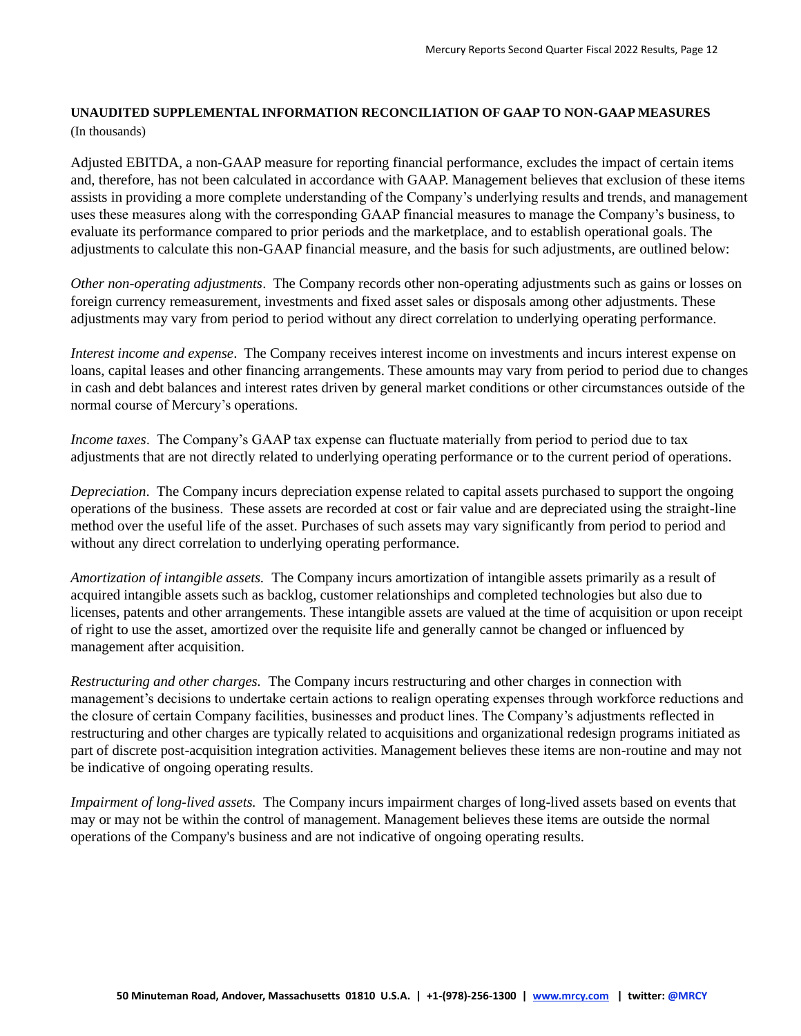**UNAUDITED SUPPLEMENTAL INFORMATION RECONCILIATION OF GAAP TO NON-GAAP MEASURES**

(In thousands)

Adjusted EBITDA, a non-GAAP measure for reporting financial performance, excludes the impact of certain items and, therefore, has not been calculated in accordance with GAAP. Management believes that exclusion of these items assists in providing a more complete understanding of the Company's underlying results and trends, and management uses these measures along with the corresponding GAAP financial measures to manage the Company's business, to evaluate its performance compared to prior periods and the marketplace, and to establish operational goals. The adjustments to calculate this non-GAAP financial measure, and the basis for such adjustments, are outlined below:

*Other non-operating adjustments*. The Company records other non-operating adjustments such as gains or losses on foreign currency remeasurement, investments and fixed asset sales or disposals among other adjustments. These adjustments may vary from period to period without any direct correlation to underlying operating performance.

*Interest income and expense*. The Company receives interest income on investments and incurs interest expense on loans, capital leases and other financing arrangements. These amounts may vary from period to period due to changes in cash and debt balances and interest rates driven by general market conditions or other circumstances outside of the normal course of Mercury's operations.

*Income taxes*. The Company's GAAP tax expense can fluctuate materially from period to period due to tax adjustments that are not directly related to underlying operating performance or to the current period of operations.

*Depreciation*. The Company incurs depreciation expense related to capital assets purchased to support the ongoing operations of the business. These assets are recorded at cost or fair value and are depreciated using the straight-line method over the useful life of the asset. Purchases of such assets may vary significantly from period to period and without any direct correlation to underlying operating performance.

*Amortization of intangible assets.* The Company incurs amortization of intangible assets primarily as a result of acquired intangible assets such as backlog, customer relationships and completed technologies but also due to licenses, patents and other arrangements. These intangible assets are valued at the time of acquisition or upon receipt of right to use the asset, amortized over the requisite life and generally cannot be changed or influenced by management after acquisition.

*Restructuring and other charges.* The Company incurs restructuring and other charges in connection with management's decisions to undertake certain actions to realign operating expenses through workforce reductions and the closure of certain Company facilities, businesses and product lines. The Company's adjustments reflected in restructuring and other charges are typically related to acquisitions and organizational redesign programs initiated as part of discrete post-acquisition integration activities. Management believes these items are non-routine and may not be indicative of ongoing operating results.

*Impairment of long-lived assets.* The Company incurs impairment charges of long-lived assets based on events that may or may not be within the control of management. Management believes these items are outside the normal operations of the Company's business and are not indicative of ongoing operating results.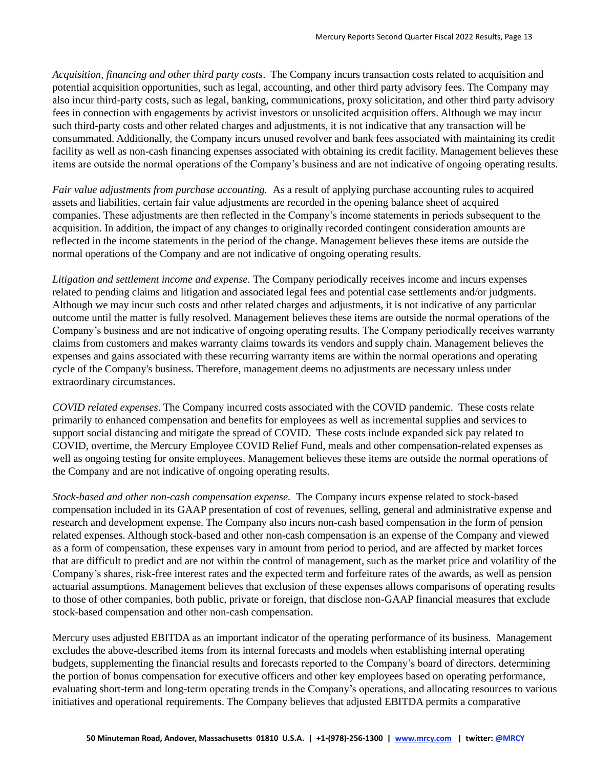*Acquisition, financing and other third party costs*. The Company incurs transaction costs related to acquisition and potential acquisition opportunities, such as legal, accounting, and other third party advisory fees. The Company may also incur third-party costs, such as legal, banking, communications, proxy solicitation, and other third party advisory fees in connection with engagements by activist investors or unsolicited acquisition offers. Although we may incur such third-party costs and other related charges and adjustments, it is not indicative that any transaction will be consummated. Additionally, the Company incurs unused revolver and bank fees associated with maintaining its credit facility as well as non-cash financing expenses associated with obtaining its credit facility. Management believes these items are outside the normal operations of the Company's business and are not indicative of ongoing operating results.

*Fair value adjustments from purchase accounting.* As a result of applying purchase accounting rules to acquired assets and liabilities, certain fair value adjustments are recorded in the opening balance sheet of acquired companies. These adjustments are then reflected in the Company's income statements in periods subsequent to the acquisition. In addition, the impact of any changes to originally recorded contingent consideration amounts are reflected in the income statements in the period of the change. Management believes these items are outside the normal operations of the Company and are not indicative of ongoing operating results.

*Litigation and settlement income and expense.* The Company periodically receives income and incurs expenses related to pending claims and litigation and associated legal fees and potential case settlements and/or judgments. Although we may incur such costs and other related charges and adjustments, it is not indicative of any particular outcome until the matter is fully resolved. Management believes these items are outside the normal operations of the Company's business and are not indicative of ongoing operating results. The Company periodically receives warranty claims from customers and makes warranty claims towards its vendors and supply chain. Management believes the expenses and gains associated with these recurring warranty items are within the normal operations and operating cycle of the Company's business. Therefore, management deems no adjustments are necessary unless under extraordinary circumstances.

*COVID related expenses*. The Company incurred costs associated with the COVID pandemic. These costs relate primarily to enhanced compensation and benefits for employees as well as incremental supplies and services to support social distancing and mitigate the spread of COVID. These costs include expanded sick pay related to COVID, overtime, the Mercury Employee COVID Relief Fund, meals and other compensation-related expenses as well as ongoing testing for onsite employees. Management believes these items are outside the normal operations of the Company and are not indicative of ongoing operating results.

*Stock-based and other non-cash compensation expense.* The Company incurs expense related to stock-based compensation included in its GAAP presentation of cost of revenues, selling, general and administrative expense and research and development expense. The Company also incurs non-cash based compensation in the form of pension related expenses. Although stock-based and other non-cash compensation is an expense of the Company and viewed as a form of compensation, these expenses vary in amount from period to period, and are affected by market forces that are difficult to predict and are not within the control of management, such as the market price and volatility of the Company's shares, risk-free interest rates and the expected term and forfeiture rates of the awards, as well as pension actuarial assumptions. Management believes that exclusion of these expenses allows comparisons of operating results to those of other companies, both public, private or foreign, that disclose non-GAAP financial measures that exclude stock-based compensation and other non-cash compensation.

Mercury uses adjusted EBITDA as an important indicator of the operating performance of its business. Management excludes the above-described items from its internal forecasts and models when establishing internal operating budgets, supplementing the financial results and forecasts reported to the Company's board of directors, determining the portion of bonus compensation for executive officers and other key employees based on operating performance, evaluating short-term and long-term operating trends in the Company's operations, and allocating resources to various initiatives and operational requirements. The Company believes that adjusted EBITDA permits a comparative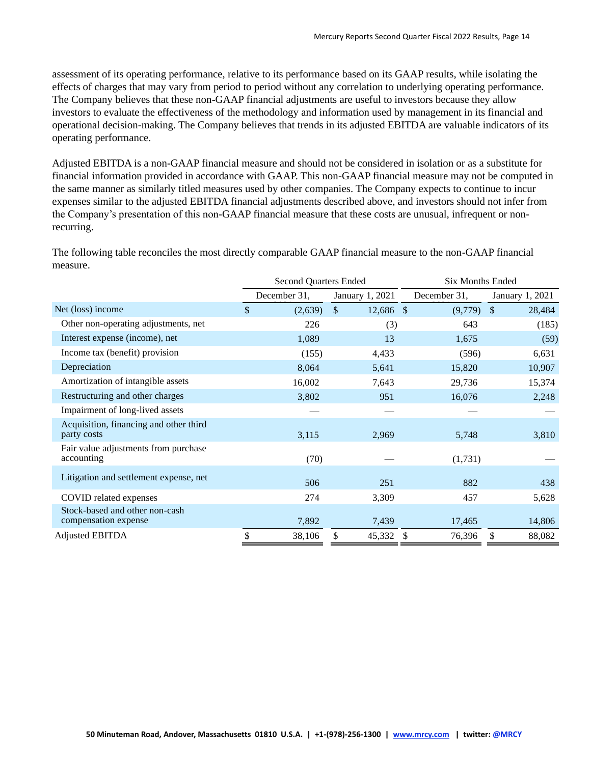assessment of its operating performance, relative to its performance based on its GAAP results, while isolating the effects of charges that may vary from period to period without any correlation to underlying operating performance. The Company believes that these non-GAAP financial adjustments are useful to investors because they allow investors to evaluate the effectiveness of the methodology and information used by management in its financial and operational decision-making. The Company believes that trends in its adjusted EBITDA are valuable indicators of its operating performance.

Adjusted EBITDA is a non-GAAP financial measure and should not be considered in isolation or as a substitute for financial information provided in accordance with GAAP. This non-GAAP financial measure may not be computed in the same manner as similarly titled measures used by other companies. The Company expects to continue to incur expenses similar to the adjusted EBITDA financial adjustments described above, and investors should not infer from the Company's presentation of this non-GAAP financial measure that these costs are unusual, infrequent or non-recurring.

The following table reconciles the most directly comparable GAAP financial measure to the non-GAAP financial measure.

| | Second Quarters Ended | | Six Months Ended | |
|---|---|---|---|---|
| | December 31, 2021 | January 1, 2021 | December 31, 2021 | January 1, 2021 |
| Net (loss) income | $ (2,639) | $ 12,686 | $ (9,779) | $ 28,484 |
| Other non-operating adjustments, net | 226 | (3) | 643 | (185) |
| Interest expense (income), net | 1,089 | 13 | 1,675 | (59) |
| Income tax (benefit) provision | (155) | 4,433 | (596) | 6,631 |
| Depreciation | 8,064 | 5,641 | 15,820 | 10,907 |
| Amortization of intangible assets | 16,002 | 7,643 | 29,736 | 15,374 |
| Restructuring and other charges | 3,802 | 951 | 16,076 | 2,248 |
| Impairment of long-lived assets | — | — | — | — |
| Acquisition, financing and other third party costs | 3,115 | 2,969 | 5,748 | 3,810 |
| Fair value adjustments from purchase accounting | (70) | — | (1,731) | — |
| Litigation and settlement expense, net | 506 | 251 | 882 | 438 |
| COVID related expenses | 274 | 3,309 | 457 | 5,628 |
| Stock-based and other non-cash compensation expense | 7,892 | 7,439 | 17,465 | 14,806 |
| Adjusted EBITDA | $ 38,106 | $ 45,332 | $ 76,396 | $ 88,082 |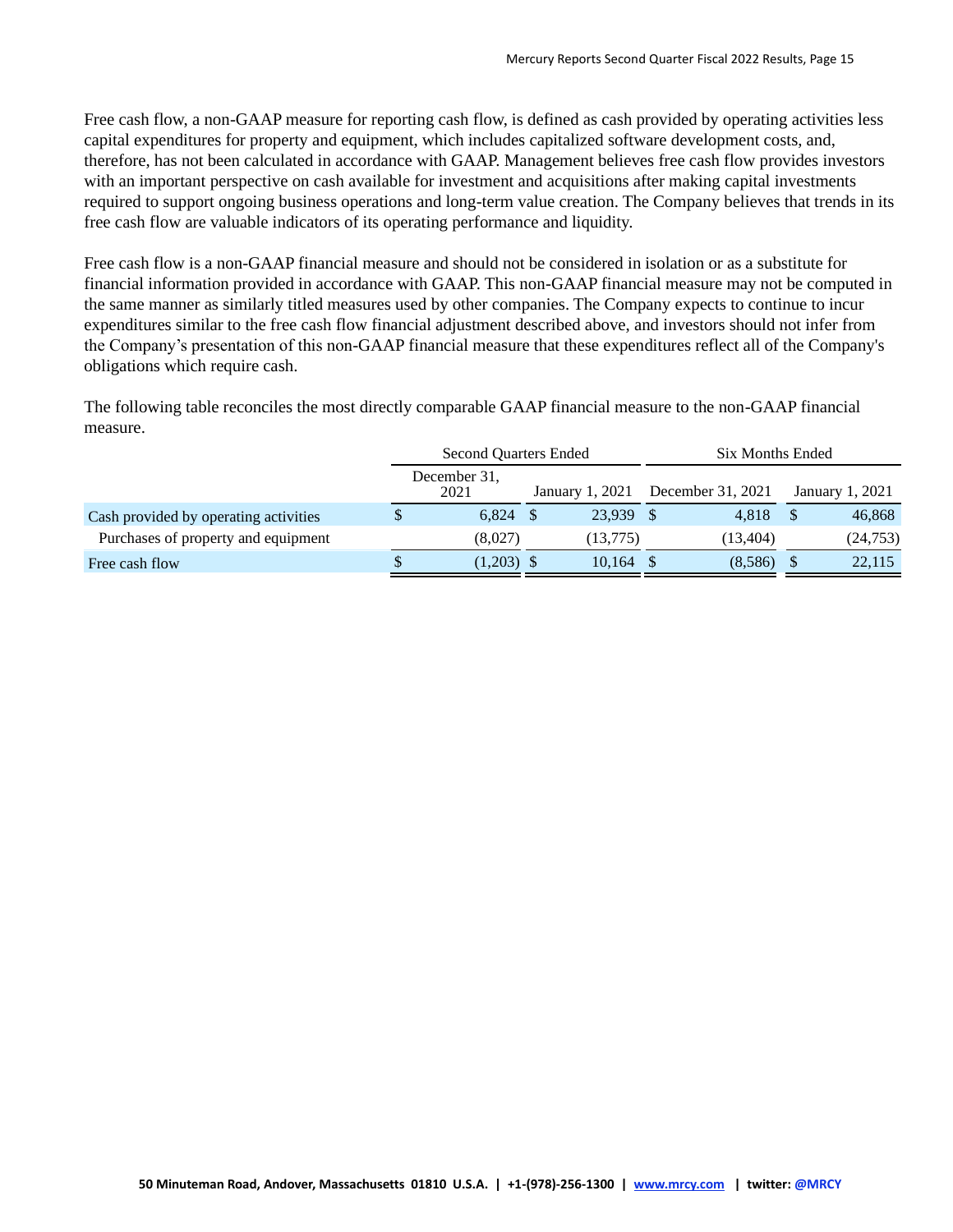Free cash flow, a non-GAAP measure for reporting cash flow, is defined as cash provided by operating activities less capital expenditures for property and equipment, which includes capitalized software development costs, and, therefore, has not been calculated in accordance with GAAP. Management believes free cash flow provides investors with an important perspective on cash available for investment and acquisitions after making capital investments required to support ongoing business operations and long-term value creation. The Company believes that trends in its free cash flow are valuable indicators of its operating performance and liquidity.

Free cash flow is a non-GAAP financial measure and should not be considered in isolation or as a substitute for financial information provided in accordance with GAAP. This non-GAAP financial measure may not be computed in the same manner as similarly titled measures used by other companies. The Company expects to continue to incur expenditures similar to the free cash flow financial adjustment described above, and investors should not infer from the Company's presentation of this non-GAAP financial measure that these expenditures reflect all of the Company's obligations which require cash.

The following table reconciles the most directly comparable GAAP financial measure to the non-GAAP financial measure.

| | Second Quarters Ended | | Six Months Ended | |
|---|---|---|---|---|
| | December 31, 2021 | January 1, 2021 | December 31, 2021 | January 1, 2021 |
| Cash provided by operating activities | $ 6,824 | $ 23,939 | $ 4,818 | $ 46,868 |
| Purchases of property and equipment | (8,027) | (13,775) | (13,404) | (24,753) |
| Free cash flow | $ (1,203) | $ 10,164 | $ (8,586) | $ 22,115 |

50 Minuteman Road, Andover, Massachusetts 01810 U.S.A. | +1-(978)-256-1300 | www.mrcy.com | twitter: @MRCY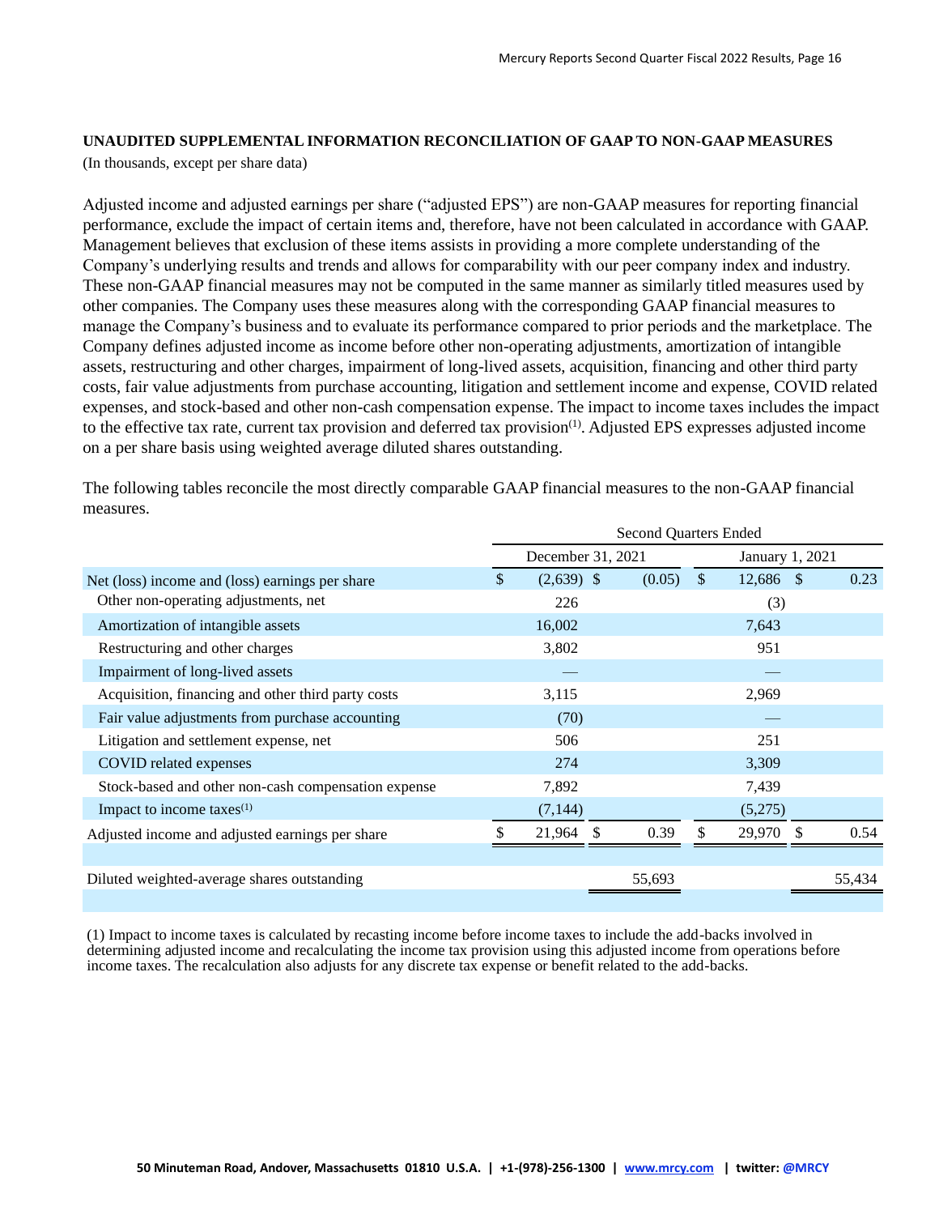**UNAUDITED SUPPLEMENTAL INFORMATION RECONCILIATION OF GAAP TO NON-GAAP MEASURES**

(In thousands, except per share data)

Adjusted income and adjusted earnings per share ("adjusted EPS") are non-GAAP measures for reporting financial performance, exclude the impact of certain items and, therefore, have not been calculated in accordance with GAAP. Management believes that exclusion of these items assists in providing a more complete understanding of the Company's underlying results and trends and allows for comparability with our peer company index and industry. These non-GAAP financial measures may not be computed in the same manner as similarly titled measures used by other companies. The Company uses these measures along with the corresponding GAAP financial measures to manage the Company's business and to evaluate its performance compared to prior periods and the marketplace. The Company defines adjusted income as income before other non-operating adjustments, amortization of intangible assets, restructuring and other charges, impairment of long-lived assets, acquisition, financing and other third party costs, fair value adjustments from purchase accounting, litigation and settlement income and expense, COVID related expenses, and stock-based and other non-cash compensation expense. The impact to income taxes includes the impact to the effective tax rate, current tax provision and deferred tax provision[1]. Adjusted EPS expresses adjusted income on a per share basis using weighted average diluted shares outstanding.

The following tables reconcile the most directly comparable GAAP financial measures to the non-GAAP financial measures.

| | Second Quarters Ended | | | |
|---|---|---|---|---|
| | December 31, 2021 | | January 1, 2021 | |
| Net (loss) income and (loss) earnings per share | $ (2,639) | $ (0.05) | $ 12,686 | $ 0.23 |
| Other non-operating adjustments, net | 226 | | (3) | |
| Amortization of intangible assets | 16,002 | | 7,643 | |
| Restructuring and other charges | 3,802 | | 951 | |
| Impairment of long-lived assets | — | | — | |
| Acquisition, financing and other third party costs | 3,115 | | 2,969 | |
| Fair value adjustments from purchase accounting | (70) | | — | |
| Litigation and settlement expense, net | 506 | | 251 | |
| COVID related expenses | 274 | | 3,309 | |
| Stock-based and other non-cash compensation expense | 7,892 | | 7,439 | |
| Impact to income taxes[1] | (7,144) | | (5,275) | |
| Adjusted income and adjusted earnings per share | $ 21,964 | $ 0.39 | $ 29,970 | $ 0.54 |
| | | | | |
| Diluted weighted-average shares outstanding | | 55,693 | | 55,434 |

(1) Impact to income taxes is calculated by recasting income before income taxes to include the add-backs involved in determining adjusted income and recalculating the income tax provision using this adjusted income from operations before income taxes. The recalculation also adjusts for any discrete tax expense or benefit related to the add-backs.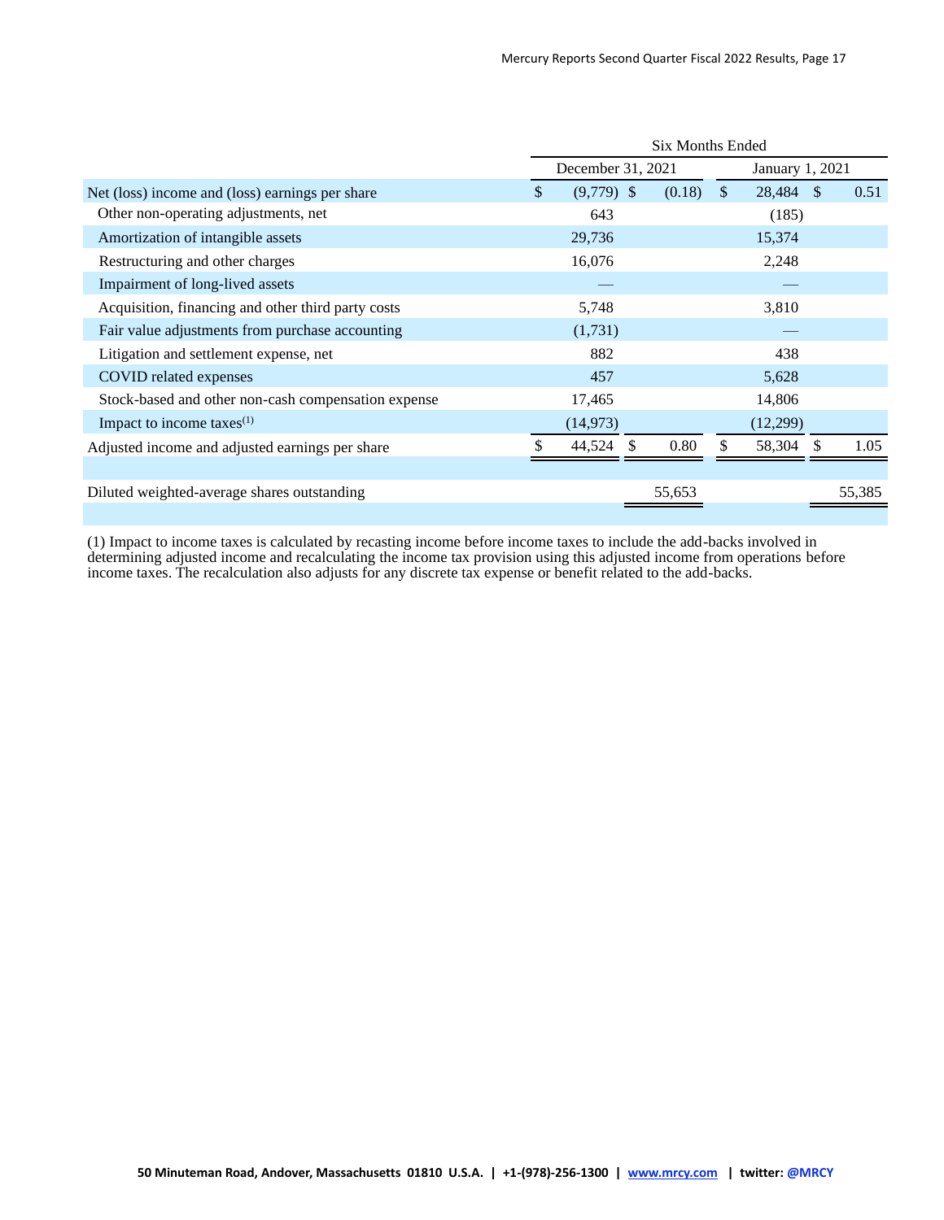| | Six Months Ended | | | |
|---|---|---|---|---|
| | December 31, 2021 | | January 1, 2021 | |
| Net (loss) income and (loss) earnings per share | $ (9,779) | $ (0.18) | $ 28,484 | $ 0.51 |
| Other non-operating adjustments, net | 643 | | (185) | |
| Amortization of intangible assets | 29,736 | | 15,374 | |
| Restructuring and other charges | 16,076 | | 2,248 | |
| Impairment of long-lived assets | — | | — | |
| Acquisition, financing and other third party costs | 5,748 | | 3,810 | |
| Fair value adjustments from purchase accounting | (1,731) | | — | |
| Litigation and settlement expense, net | 882 | | 438 | |
| COVID related expenses | 457 | | 5,628 | |
| Stock-based and other non-cash compensation expense | 17,465 | | 14,806 | |
| Impact to income taxes(1) | (14,973) | | (12,299) | |
| Adjusted income and adjusted earnings per share | $ 44,524 | $ 0.80 | $ 58,304 | $ 1.05 |
| | | | | |
| Diluted weighted-average shares outstanding | | 55,653 | | 55,385 |

(1) Impact to income taxes is calculated by recasting income before income taxes to include the add-backs involved in determining adjusted income and recalculating the income tax provision using this adjusted income from operations before income taxes. The recalculation also adjusts for any discrete tax expense or benefit related to the add-backs.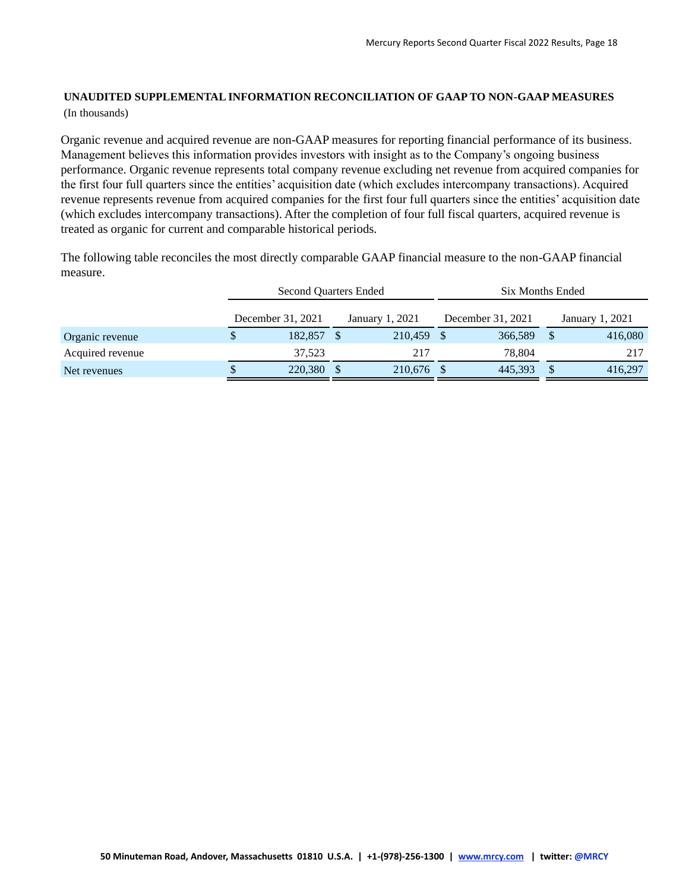**UNAUDITED SUPPLEMENTAL INFORMATION RECONCILIATION OF GAAP TO NON-GAAP MEASURES**

(In thousands)

Organic revenue and acquired revenue are non-GAAP measures for reporting financial performance of its business. Management believes this information provides investors with insight as to the Company's ongoing business performance. Organic revenue represents total company revenue excluding net revenue from acquired companies for the first four full quarters since the entities' acquisition date (which excludes intercompany transactions). Acquired revenue represents revenue from acquired companies for the first four full quarters since the entities' acquisition date (which excludes intercompany transactions). After the completion of four full fiscal quarters, acquired revenue is treated as organic for current and comparable historical periods.

The following table reconciles the most directly comparable GAAP financial measure to the non-GAAP financial measure.

| | Second Quarters Ended | | Six Months Ended | |
|---|---|---|---|---|
| | December 31, 2021 | January 1, 2021 | December 31, 2021 | January 1, 2021 |
| Organic revenue | $ 182,857 | $ 210,459 | $ 366,589 | $ 416,080 |
| Acquired revenue | 37,523 | 217 | 78,804 | 217 |
| Net revenues | $ 220,380 | $ 210,676 | $ 445,393 | $ 416,297 |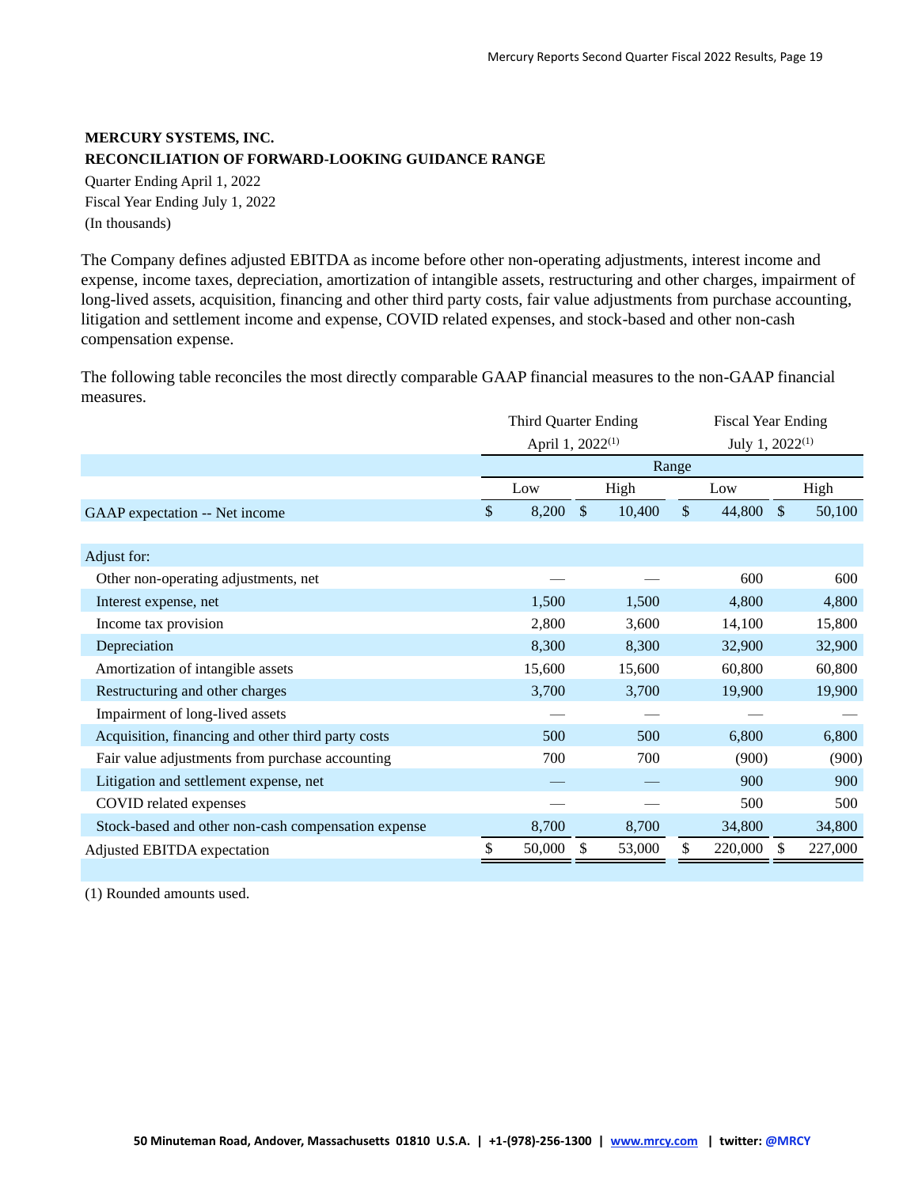**MERCURY SYSTEMS, INC.**
**RECONCILIATION OF FORWARD-LOOKING GUIDANCE RANGE**
Quarter Ending April 1, 2022
Fiscal Year Ending July 1, 2022
(In thousands)

The Company defines adjusted EBITDA as income before other non-operating adjustments, interest income and expense, income taxes, depreciation, amortization of intangible assets, restructuring and other charges, impairment of long-lived assets, acquisition, financing and other third party costs, fair value adjustments from purchase accounting, litigation and settlement income and expense, COVID related expenses, and stock-based and other non-cash compensation expense.

The following table reconciles the most directly comparable GAAP financial measures to the non-GAAP financial measures.

| | Third Quarter Ending April 1, 2022(1) | | Fiscal Year Ending July 1, 2022(1) | |
|---|---|---|---|---|
| | Range | | | |
| | Low | High | Low | High |
| GAAP expectation -- Net income | $ 8,200 | $ 10,400 | $ 44,800 | $ 50,100 |
| Adjust for: | | | | |
| Other non-operating adjustments, net | — | — | 600 | 600 |
| Interest expense, net | 1,500 | 1,500 | 4,800 | 4,800 |
| Income tax provision | 2,800 | 3,600 | 14,100 | 15,800 |
| Depreciation | 8,300 | 8,300 | 32,900 | 32,900 |
| Amortization of intangible assets | 15,600 | 15,600 | 60,800 | 60,800 |
| Restructuring and other charges | 3,700 | 3,700 | 19,900 | 19,900 |
| Impairment of long-lived assets | — | — | — | — |
| Acquisition, financing and other third party costs | 500 | 500 | 6,800 | 6,800 |
| Fair value adjustments from purchase accounting | 700 | 700 | (900) | (900) |
| Litigation and settlement expense, net | — | — | 900 | 900 |
| COVID related expenses | — | — | 500 | 500 |
| Stock-based and other non-cash compensation expense | 8,700 | 8,700 | 34,800 | 34,800 |
| Adjusted EBITDA expectation | $ 50,000 | $ 53,000 | $ 220,000 | $ 227,000 |

(1) Rounded amounts used.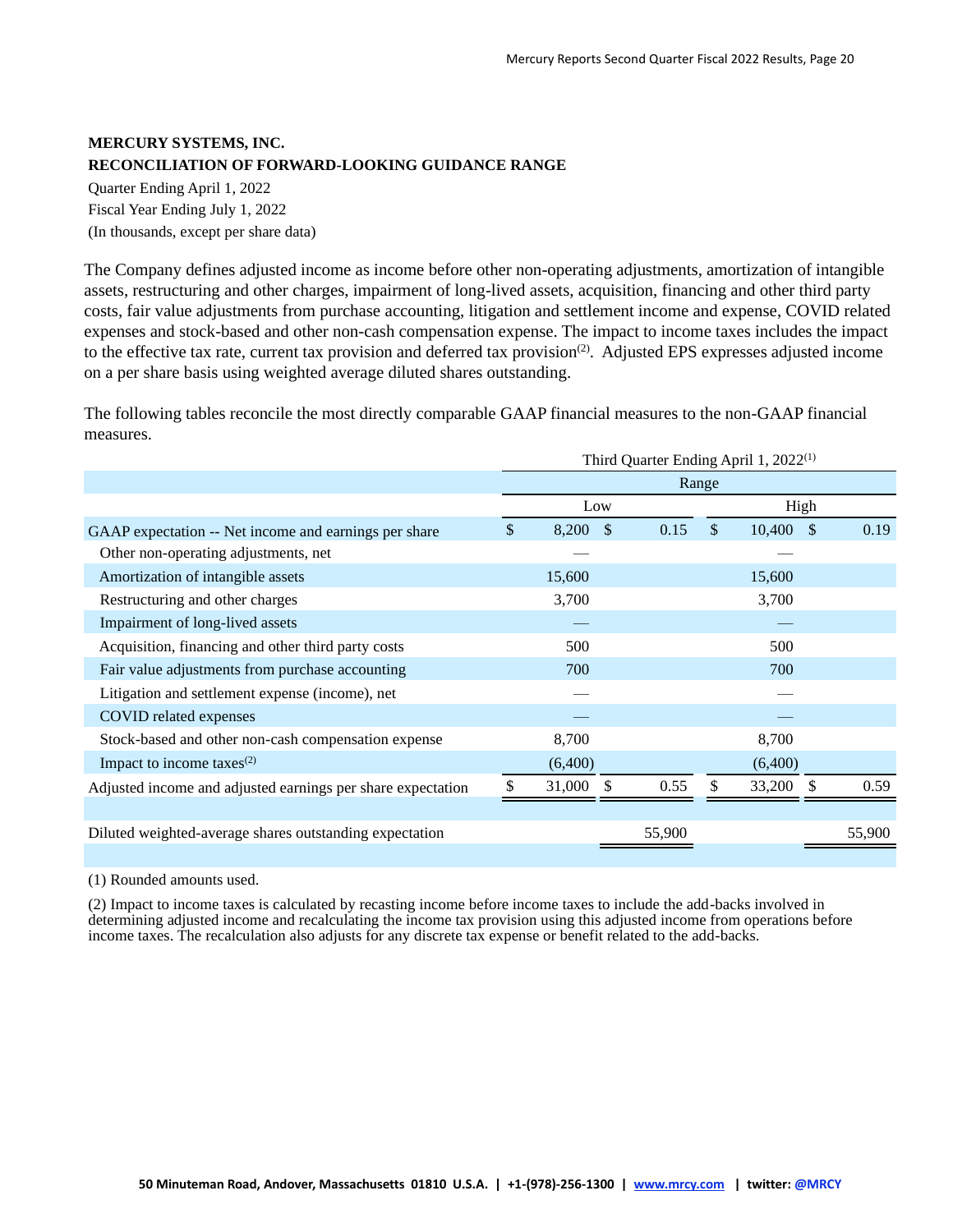**MERCURY SYSTEMS, INC.**
**RECONCILIATION OF FORWARD-LOOKING GUIDANCE RANGE**

Quarter Ending April 1, 2022
Fiscal Year Ending July 1, 2022
(In thousands, except per share data)

The Company defines adjusted income as income before other non-operating adjustments, amortization of intangible assets, restructuring and other charges, impairment of long-lived assets, acquisition, financing and other third party costs, fair value adjustments from purchase accounting, litigation and settlement income and expense, COVID related expenses and stock-based and other non-cash compensation expense. The impact to income taxes includes the impact to the effective tax rate, current tax provision and deferred tax provision[2]. Adjusted EPS expresses adjusted income on a per share basis using weighted average diluted shares outstanding.

The following tables reconcile the most directly comparable GAAP financial measures to the non-GAAP financial measures.

| | Third Quarter Ending April 1, 2022[1] | | | |
|---|---|---|---|---|
| | Range | | | |
| | Low | | High | |
| GAAP expectation -- Net income and earnings per share | $ 8,200 | $ 0.15 | $ 10,400 | $ 0.19 |
| Other non-operating adjustments, net | — | | — | |
| Amortization of intangible assets | 15,600 | | 15,600 | |
| Restructuring and other charges | 3,700 | | 3,700 | |
| Impairment of long-lived assets | — | | — | |
| Acquisition, financing and other third party costs | 500 | | 500 | |
| Fair value adjustments from purchase accounting | 700 | | 700 | |
| Litigation and settlement expense (income), net | — | | — | |
| COVID related expenses | — | | — | |
| Stock-based and other non-cash compensation expense | 8,700 | | 8,700 | |
| Impact to income taxes[2] | (6,400) | | (6,400) | |
| Adjusted income and adjusted earnings per share expectation | $ 31,000 | $ 0.55 | $ 33,200 | $ 0.59 |
| | | | | |
| Diluted weighted-average shares outstanding expectation | | 55,900 | | 55,900 |

(1) Rounded amounts used.

(2) Impact to income taxes is calculated by recasting income before income taxes to include the add-backs involved in determining adjusted income and recalculating the income tax provision using this adjusted income from operations before income taxes. The recalculation also adjusts for any discrete tax expense or benefit related to the add-backs.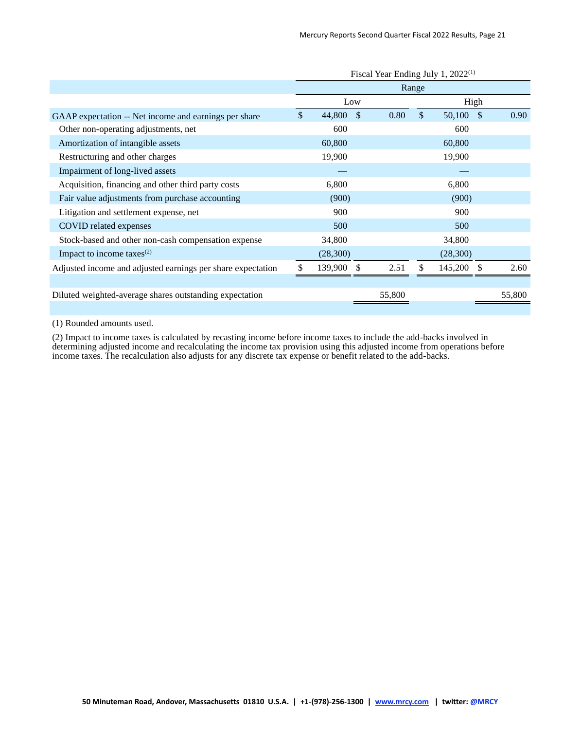| | Fiscal Year Ending July 1, 2022(1) | | | |
|---|---|---|---|---|
| | Range | | | |
| | Low | | High | |
| GAAP expectation -- Net income and earnings per share | $ 44,800 | $ 0.80 | $ 50,100 | $ 0.90 |
| Other non-operating adjustments, net | 600 | | 600 | |
| Amortization of intangible assets | 60,800 | | 60,800 | |
| Restructuring and other charges | 19,900 | | 19,900 | |
| Impairment of long-lived assets | — | | — | |
| Acquisition, financing and other third party costs | 6,800 | | 6,800 | |
| Fair value adjustments from purchase accounting | (900) | | (900) | |
| Litigation and settlement expense, net | 900 | | 900 | |
| COVID related expenses | 500 | | 500 | |
| Stock-based and other non-cash compensation expense | 34,800 | | 34,800 | |
| Impact to income taxes(2) | (28,300) | | (28,300) | |
| Adjusted income and adjusted earnings per share expectation | $ 139,900 | $ 2.51 | $ 145,200 | $ 2.60 |
| | | | | |
| Diluted weighted-average shares outstanding expectation | | 55,800 | | 55,800 |

(1) Rounded amounts used.

(2) Impact to income taxes is calculated by recasting income before income taxes to include the add-backs involved in determining adjusted income and recalculating the income tax provision using this adjusted income from operations before income taxes. The recalculation also adjusts for any discrete tax expense or benefit related to the add-backs.

**50 Minuteman Road, Andover, Massachusetts 01810 U.S.A. | +1-(978)-256-1300 | www.mrcy.com | twitter: @MRCY**